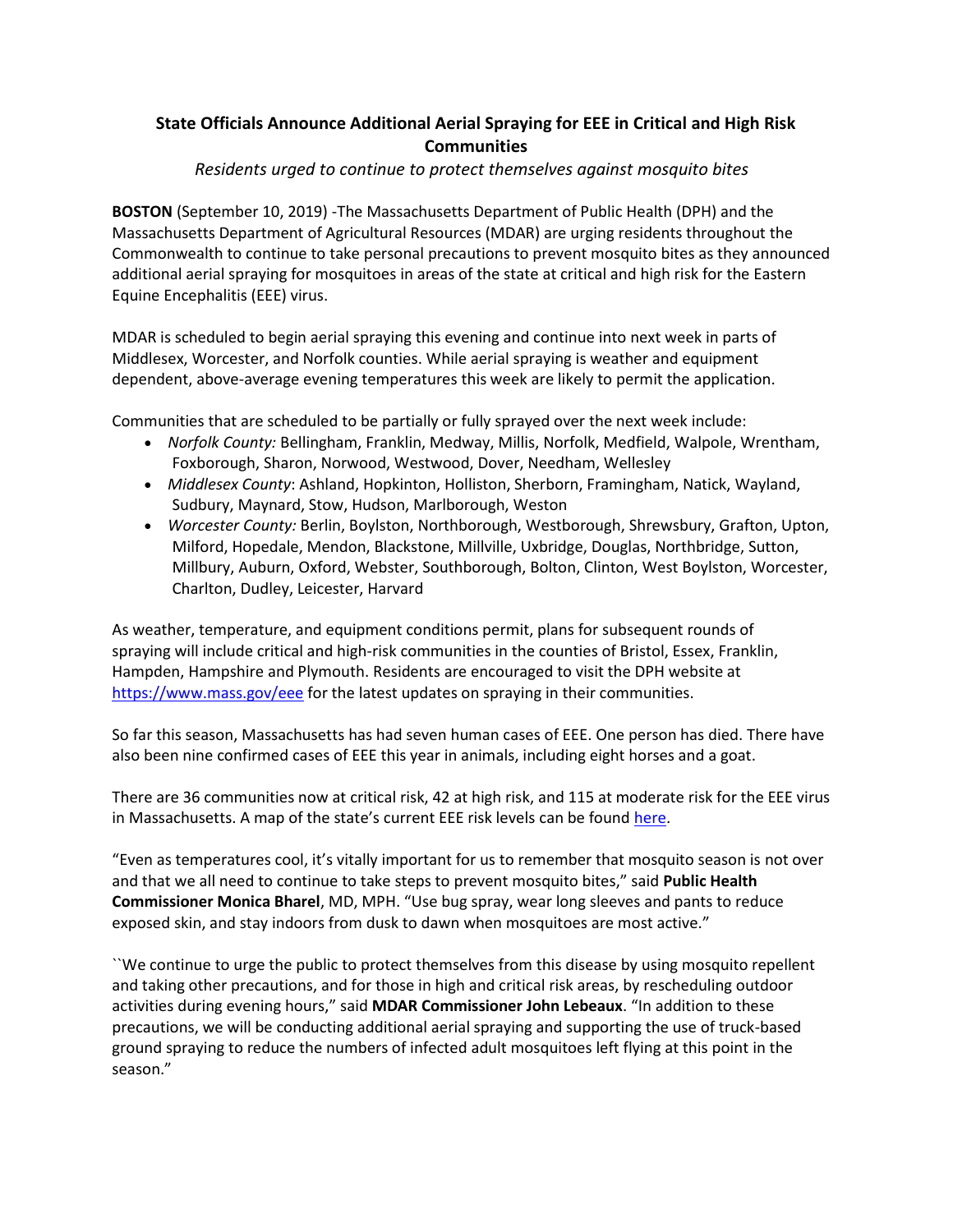# State Officials Announce Additional Aerial Spraying for EEE in Critical and High Risk Communities

*Residents urged to continue to protect themselves against mosquito bites*

**BOSTON** (September 10, 2019) -The Massachusetts Department of Public Health (DPH) and the Massachusetts Department of Agricultural Resources (MDAR) are urging residents throughout the Commonwealth to continue to take personal precautions to prevent mosquito bites as they announced additional aerial spraying for mosquitoes in areas of the state at critical and high risk for the Eastern Equine Encephalitis (EEE) virus.

MDAR is scheduled to begin aerial spraying this evening and continue into next week in parts of Middlesex, Worcester, and Norfolk counties. While aerial spraying is weather and equipment dependent, above-average evening temperatures this week are likely to permit the application.

Communities that are scheduled to be partially or fully sprayed over the next week include:

- *Norfolk County:* Bellingham, Franklin, Medway, Millis, Norfolk, Medfield, Walpole, Wrentham, Foxborough, Sharon, Norwood, Westwood, Dover, Needham, Wellesley
- *Middlesex County*: Ashland, Hopkinton, Holliston, Sherborn, Framingham, Natick, Wayland, Sudbury, Maynard, Stow, Hudson, Marlborough, Weston
- *Worcester County:* Berlin, Boylston, Northborough, Westborough, Shrewsbury, Grafton, Upton, Milford, Hopedale, Mendon, Blackstone, Millville, Uxbridge, Douglas, Northbridge, Sutton, Millbury, Auburn, Oxford, Webster, Southborough, Bolton, Clinton, West Boylston, Worcester, Charlton, Dudley, Leicester, Harvard

As weather, temperature, and equipment conditions permit, plans for subsequent rounds of spraying will include critical and high-risk communities in the counties of Bristol, Essex, Franklin, Hampden, Hampshire and Plymouth. Residents are encouraged to visit the DPH website at https://www.mass.gov/eee for the latest updates on spraying in their communities.

So far this season, Massachusetts has had seven human cases of EEE. One person has died. There have also been nine confirmed cases of EEE this year in animals, including eight horses and a goat.

There are 36 communities now at critical risk, 42 at high risk, and 115 at moderate risk for the EEE virus in Massachusetts. A map of the state's current EEE risk levels can be found here.

"Even as temperatures cool, it's vitally important for us to remember that mosquito season is not over and that we all need to continue to take steps to prevent mosquito bites," said **Public Health Commissioner Monica Bharel**, MD, MPH. "Use bug spray, wear long sleeves and pants to reduce exposed skin, and stay indoors from dusk to dawn when mosquitoes are most active."

``We continue to urge the public to protect themselves from this disease by using mosquito repellent and taking other precautions, and for those in high and critical risk areas, by rescheduling outdoor activities during evening hours," said **MDAR Commissioner John Lebeaux**. "In addition to these precautions, we will be conducting additional aerial spraying and supporting the use of truck-based ground spraying to reduce the numbers of infected adult mosquitoes left flying at this point in the season."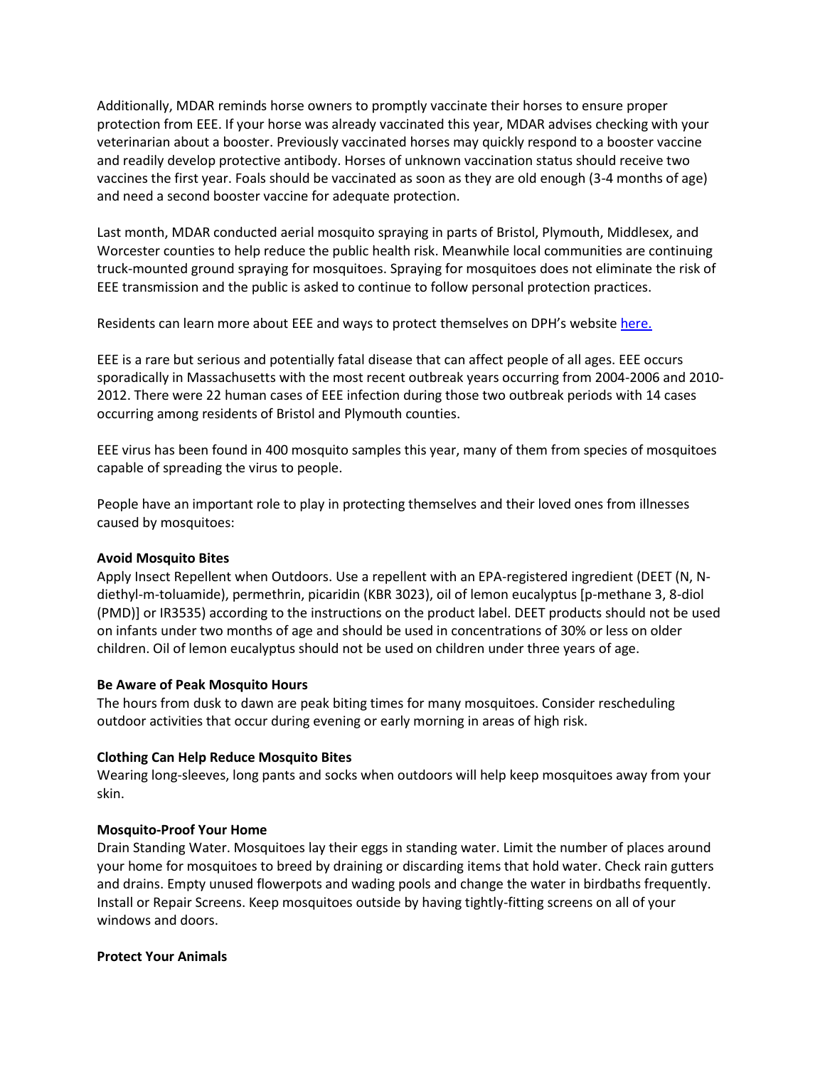Additionally, MDAR reminds horse owners to promptly vaccinate their horses to ensure proper protection from EEE. If your horse was already vaccinated this year, MDAR advises checking with your veterinarian about a booster. Previously vaccinated horses may quickly respond to a booster vaccine and readily develop protective antibody. Horses of unknown vaccination status should receive two vaccines the first year. Foals should be vaccinated as soon as they are old enough (3-4 months of age) and need a second booster vaccine for adequate protection.

Last month, MDAR conducted aerial mosquito spraying in parts of Bristol, Plymouth, Middlesex, and Worcester counties to help reduce the public health risk. Meanwhile local communities are continuing truck-mounted ground spraying for mosquitoes. Spraying for mosquitoes does not eliminate the risk of EEE transmission and the public is asked to continue to follow personal protection practices.

Residents can learn more about EEE and ways to protect themselves on DPH's website here.

EEE is a rare but serious and potentially fatal disease that can affect people of all ages. EEE occurs sporadically in Massachusetts with the most recent outbreak years occurring from 2004-2006 and 2010-2012. There were 22 human cases of EEE infection during those two outbreak periods with 14 cases occurring among residents of Bristol and Plymouth counties.

EEE virus has been found in 400 mosquito samples this year, many of them from species of mosquitoes capable of spreading the virus to people.

People have an important role to play in protecting themselves and their loved ones from illnesses caused by mosquitoes:

**Avoid Mosquito Bites**
Apply Insect Repellent when Outdoors. Use a repellent with an EPA-registered ingredient (DEET (N, N-diethyl-m-toluamide), permethrin, picaridin (KBR 3023), oil of lemon eucalyptus [p-methane 3, 8-diol (PMD)] or IR3535) according to the instructions on the product label. DEET products should not be used on infants under two months of age and should be used in concentrations of 30% or less on older children. Oil of lemon eucalyptus should not be used on children under three years of age.

**Be Aware of Peak Mosquito Hours**
The hours from dusk to dawn are peak biting times for many mosquitoes. Consider rescheduling outdoor activities that occur during evening or early morning in areas of high risk.

**Clothing Can Help Reduce Mosquito Bites**
Wearing long-sleeves, long pants and socks when outdoors will help keep mosquitoes away from your skin.

**Mosquito-Proof Your Home**
Drain Standing Water. Mosquitoes lay their eggs in standing water. Limit the number of places around your home for mosquitoes to breed by draining or discarding items that hold water. Check rain gutters and drains. Empty unused flowerpots and wading pools and change the water in birdbaths frequently. Install or Repair Screens. Keep mosquitoes outside by having tightly-fitting screens on all of your windows and doors.

**Protect Your Animals**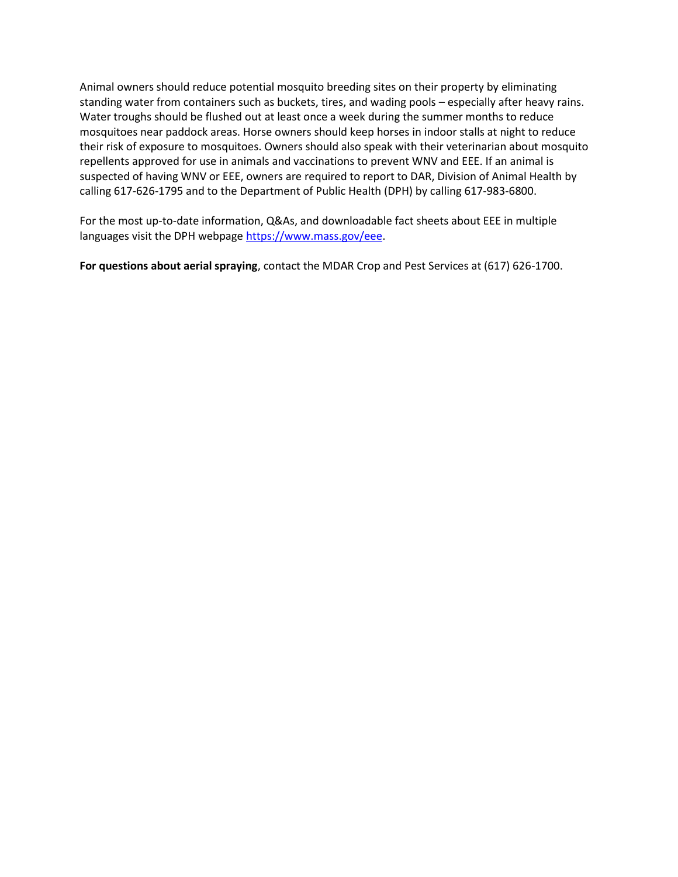Animal owners should reduce potential mosquito breeding sites on their property by eliminating standing water from containers such as buckets, tires, and wading pools – especially after heavy rains. Water troughs should be flushed out at least once a week during the summer months to reduce mosquitoes near paddock areas. Horse owners should keep horses in indoor stalls at night to reduce their risk of exposure to mosquitoes. Owners should also speak with their veterinarian about mosquito repellents approved for use in animals and vaccinations to prevent WNV and EEE. If an animal is suspected of having WNV or EEE, owners are required to report to DAR, Division of Animal Health by calling 617-626-1795 and to the Department of Public Health (DPH) by calling 617-983-6800.

For the most up-to-date information, Q&As, and downloadable fact sheets about EEE in multiple languages visit the DPH webpage [https://www.mass.gov/eee](https://www.mass.gov/eee).

**For questions about aerial spraying**, contact the MDAR Crop and Pest Services at (617) 626-1700.